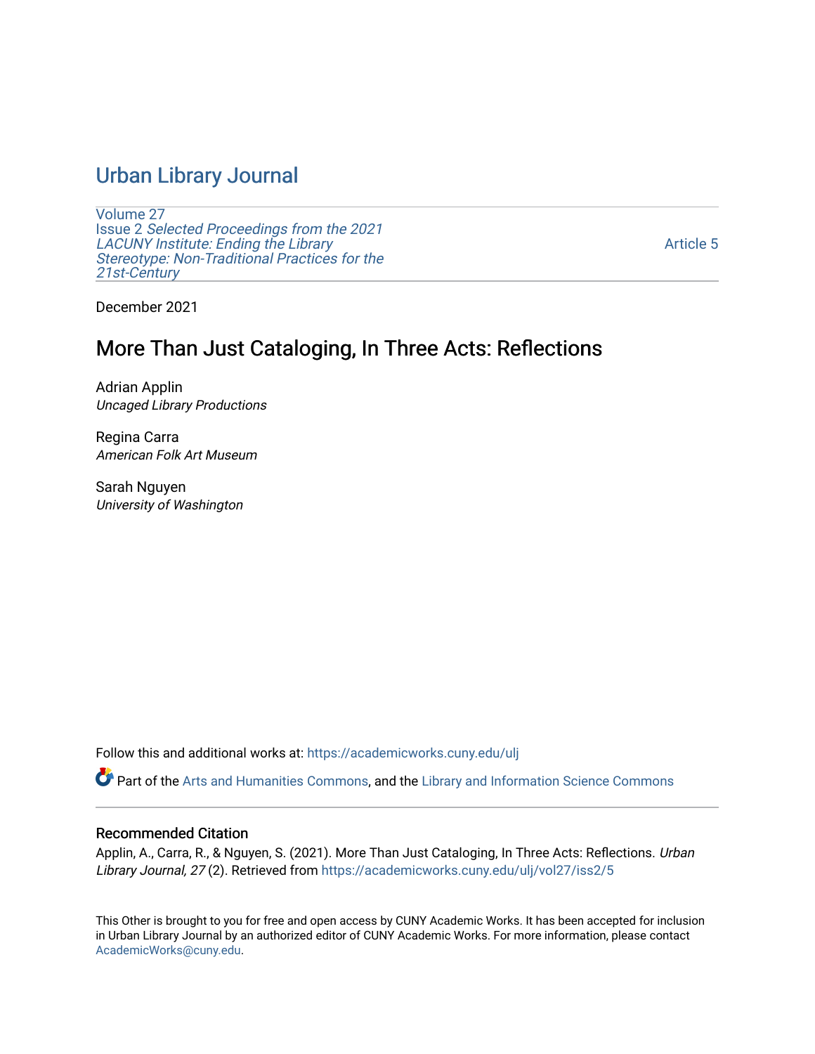# Urban Library Journal

Volume 27
Issue 2 *Selected Proceedings from the 2021 LACUNY Institute: Ending the Library Stereotype: Non-Traditional Practices for the 21st-Century*

Article 5

December 2021

## More Than Just Cataloging, In Three Acts: Reflections

Adrian Applin
*Uncaged Library Productions*

Regina Carra
*American Folk Art Museum*

Sarah Nguyen
*University of Washington*

Follow this and additional works at: https://academicworks.cuny.edu/ulj

Part of the Arts and Humanities Commons, and the Library and Information Science Commons

### Recommended Citation

Applin, A., Carra, R., & Nguyen, S. (2021). More Than Just Cataloging, In Three Acts: Reflections. *Urban Library Journal, 27* (2). Retrieved from https://academicworks.cuny.edu/ulj/vol27/iss2/5

This Other is brought to you for free and open access by CUNY Academic Works. It has been accepted for inclusion in Urban Library Journal by an authorized editor of CUNY Academic Works. For more information, please contact AcademicWorks@cuny.edu.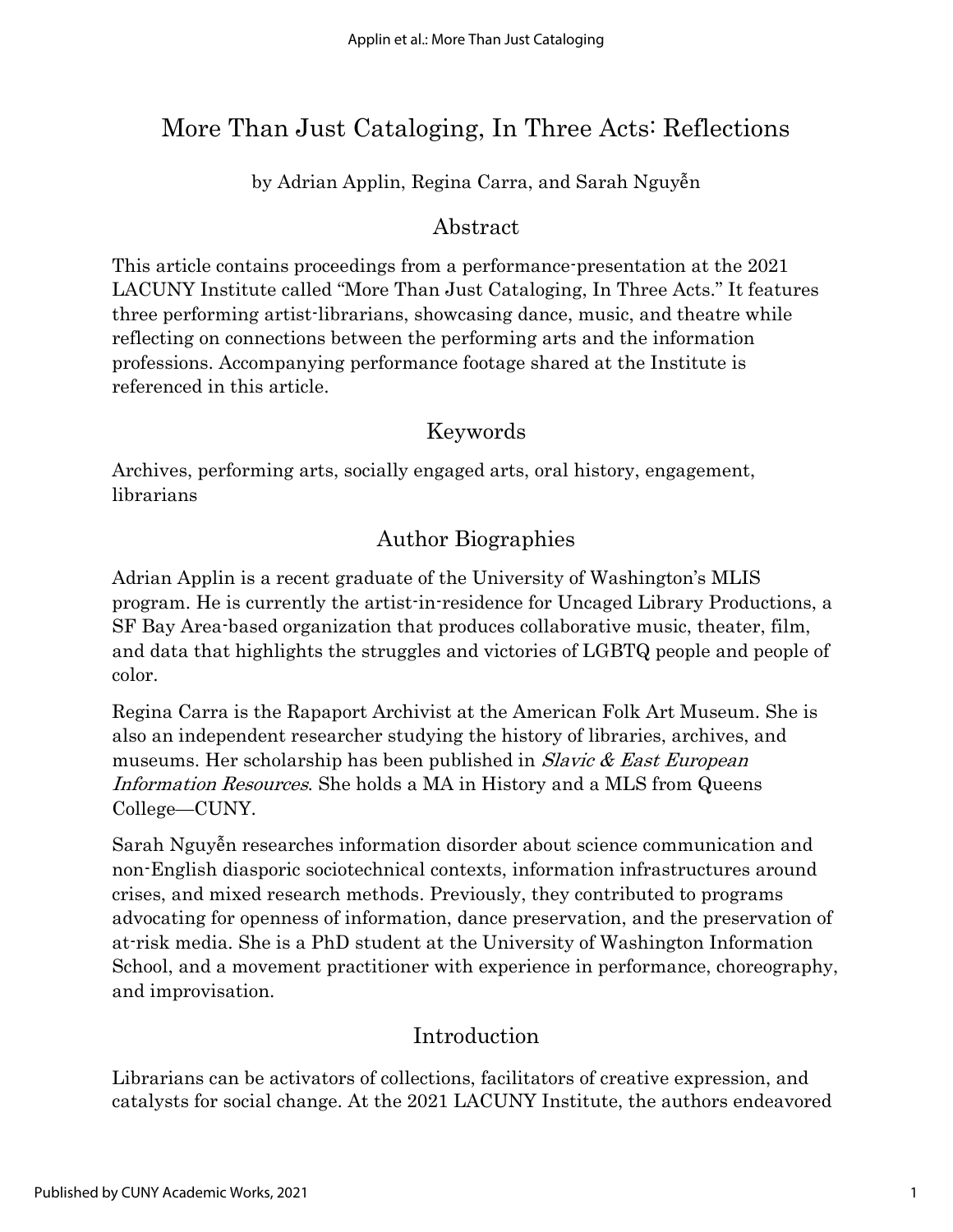# More Than Just Cataloging, In Three Acts: Reflections

by Adrian Applin, Regina Carra, and Sarah Nguyễn

## Abstract

This article contains proceedings from a performance-presentation at the 2021 LACUNY Institute called "More Than Just Cataloging, In Three Acts." It features three performing artist-librarians, showcasing dance, music, and theatre while reflecting on connections between the performing arts and the information professions. Accompanying performance footage shared at the Institute is referenced in this article.

## Keywords

Archives, performing arts, socially engaged arts, oral history, engagement, librarians

## Author Biographies

Adrian Applin is a recent graduate of the University of Washington's MLIS program. He is currently the artist-in-residence for Uncaged Library Productions, a SF Bay Area-based organization that produces collaborative music, theater, film, and data that highlights the struggles and victories of LGBTQ people and people of color.

Regina Carra is the Rapaport Archivist at the American Folk Art Museum. She is also an independent researcher studying the history of libraries, archives, and museums. Her scholarship has been published in *Slavic & East European Information Resources*. She holds a MA in History and a MLS from Queens College—CUNY.

Sarah Nguyễn researches information disorder about science communication and non-English diasporic sociotechnical contexts, information infrastructures around crises, and mixed research methods. Previously, they contributed to programs advocating for openness of information, dance preservation, and the preservation of at-risk media. She is a PhD student at the University of Washington Information School, and a movement practitioner with experience in performance, choreography, and improvisation.

## Introduction

Librarians can be activators of collections, facilitators of creative expression, and catalysts for social change. At the 2021 LACUNY Institute, the authors endeavored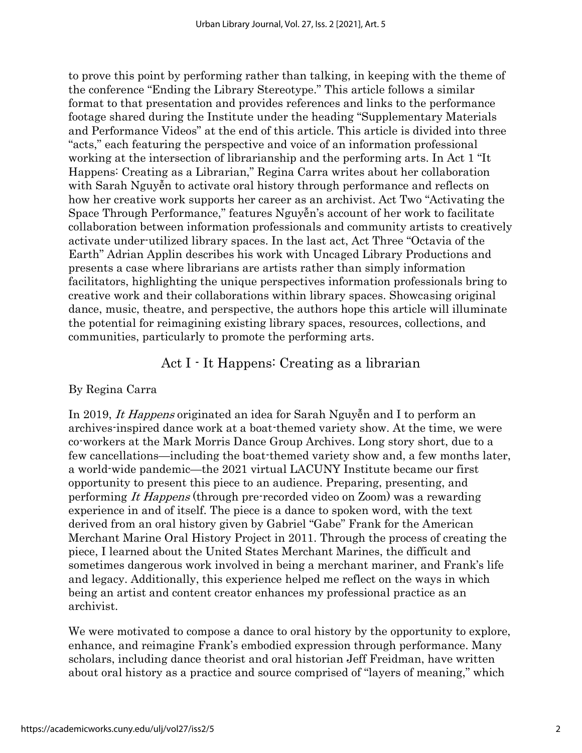to prove this point by performing rather than talking, in keeping with the theme of the conference "Ending the Library Stereotype." This article follows a similar format to that presentation and provides references and links to the performance footage shared during the Institute under the heading "Supplementary Materials and Performance Videos" at the end of this article. This article is divided into three "acts," each featuring the perspective and voice of an information professional working at the intersection of librarianship and the performing arts. In Act 1 "It Happens: Creating as a Librarian," Regina Carra writes about her collaboration with Sarah Nguyễn to activate oral history through performance and reflects on how her creative work supports her career as an archivist. Act Two "Activating the Space Through Performance," features Nguyễn's account of her work to facilitate collaboration between information professionals and community artists to creatively activate under-utilized library spaces. In the last act, Act Three "Octavia of the Earth" Adrian Applin describes his work with Uncaged Library Productions and presents a case where librarians are artists rather than simply information facilitators, highlighting the unique perspectives information professionals bring to creative work and their collaborations within library spaces. Showcasing original dance, music, theatre, and perspective, the authors hope this article will illuminate the potential for reimagining existing library spaces, resources, collections, and communities, particularly to promote the performing arts.

## Act I - It Happens: Creating as a librarian

By Regina Carra

In 2019, *It Happens* originated an idea for Sarah Nguyễn and I to perform an archives-inspired dance work at a boat-themed variety show. At the time, we were co-workers at the Mark Morris Dance Group Archives. Long story short, due to a few cancellations—including the boat-themed variety show and, a few months later, a world-wide pandemic—the 2021 virtual LACUNY Institute became our first opportunity to present this piece to an audience. Preparing, presenting, and performing *It Happens* (through pre-recorded video on Zoom) was a rewarding experience in and of itself. The piece is a dance to spoken word, with the text derived from an oral history given by Gabriel "Gabe" Frank for the American Merchant Marine Oral History Project in 2011. Through the process of creating the piece, I learned about the United States Merchant Marines, the difficult and sometimes dangerous work involved in being a merchant mariner, and Frank's life and legacy. Additionally, this experience helped me reflect on the ways in which being an artist and content creator enhances my professional practice as an archivist.

We were motivated to compose a dance to oral history by the opportunity to explore, enhance, and reimagine Frank's embodied expression through performance. Many scholars, including dance theorist and oral historian Jeff Freidman, have written about oral history as a practice and source comprised of "layers of meaning," which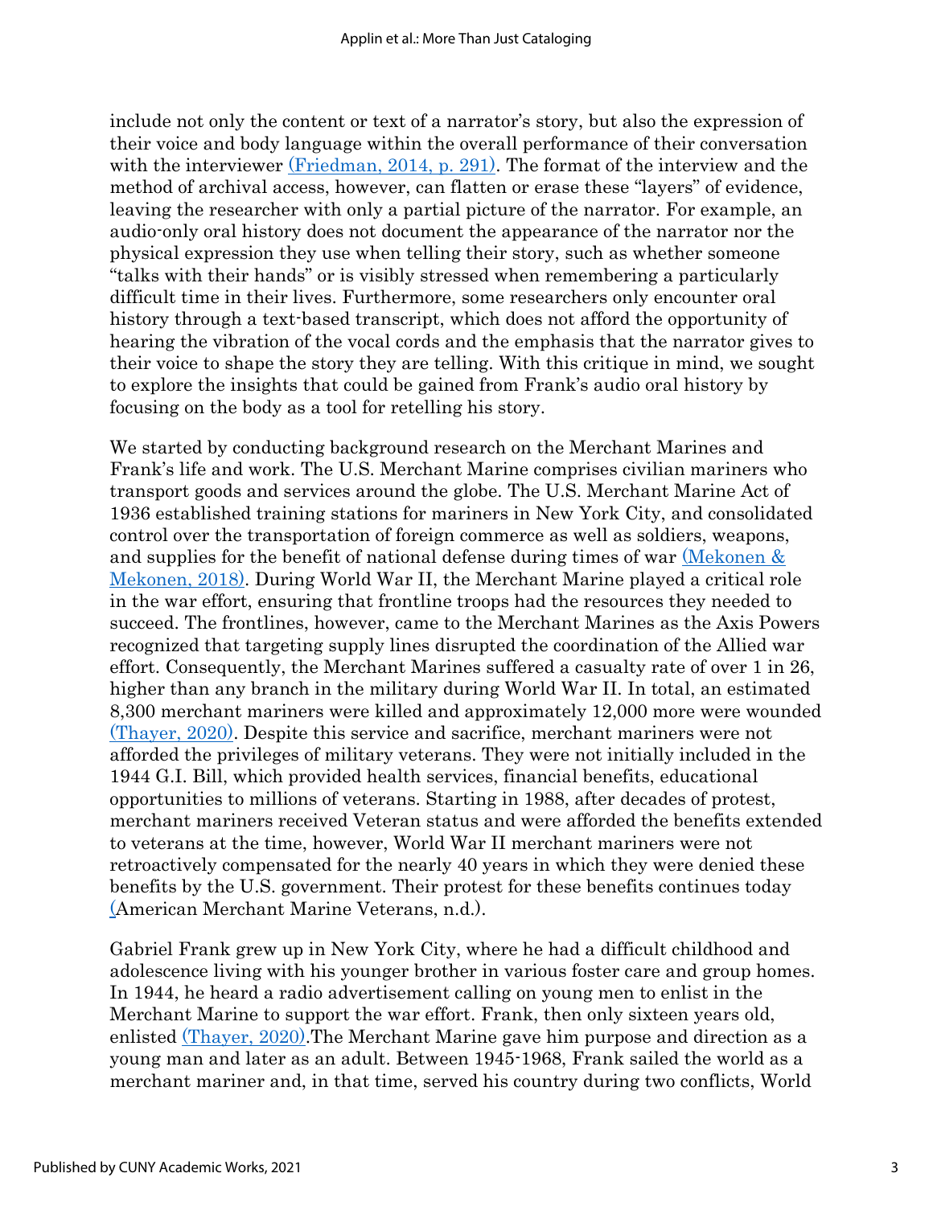include not only the content or text of a narrator's story, but also the expression of their voice and body language within the overall performance of their conversation with the interviewer (Friedman, 2014, p. 291). The format of the interview and the method of archival access, however, can flatten or erase these "layers" of evidence, leaving the researcher with only a partial picture of the narrator. For example, an audio-only oral history does not document the appearance of the narrator nor the physical expression they use when telling their story, such as whether someone "talks with their hands" or is visibly stressed when remembering a particularly difficult time in their lives. Furthermore, some researchers only encounter oral history through a text-based transcript, which does not afford the opportunity of hearing the vibration of the vocal cords and the emphasis that the narrator gives to their voice to shape the story they are telling. With this critique in mind, we sought to explore the insights that could be gained from Frank's audio oral history by focusing on the body as a tool for retelling his story.

We started by conducting background research on the Merchant Marines and Frank's life and work. The U.S. Merchant Marine comprises civilian mariners who transport goods and services around the globe. The U.S. Merchant Marine Act of 1936 established training stations for mariners in New York City, and consolidated control over the transportation of foreign commerce as well as soldiers, weapons, and supplies for the benefit of national defense during times of war (Mekonen & Mekonen, 2018). During World War II, the Merchant Marine played a critical role in the war effort, ensuring that frontline troops had the resources they needed to succeed. The frontlines, however, came to the Merchant Marines as the Axis Powers recognized that targeting supply lines disrupted the coordination of the Allied war effort. Consequently, the Merchant Marines suffered a casualty rate of over 1 in 26, higher than any branch in the military during World War II. In total, an estimated 8,300 merchant mariners were killed and approximately 12,000 more were wounded (Thayer, 2020). Despite this service and sacrifice, merchant mariners were not afforded the privileges of military veterans. They were not initially included in the 1944 G.I. Bill, which provided health services, financial benefits, educational opportunities to millions of veterans. Starting in 1988, after decades of protest, merchant mariners received Veteran status and were afforded the benefits extended to veterans at the time, however, World War II merchant mariners were not retroactively compensated for the nearly 40 years in which they were denied these benefits by the U.S. government. Their protest for these benefits continues today (American Merchant Marine Veterans, n.d.).

Gabriel Frank grew up in New York City, where he had a difficult childhood and adolescence living with his younger brother in various foster care and group homes. In 1944, he heard a radio advertisement calling on young men to enlist in the Merchant Marine to support the war effort. Frank, then only sixteen years old, enlisted (Thayer, 2020).The Merchant Marine gave him purpose and direction as a young man and later as an adult. Between 1945-1968, Frank sailed the world as a merchant mariner and, in that time, served his country during two conflicts, World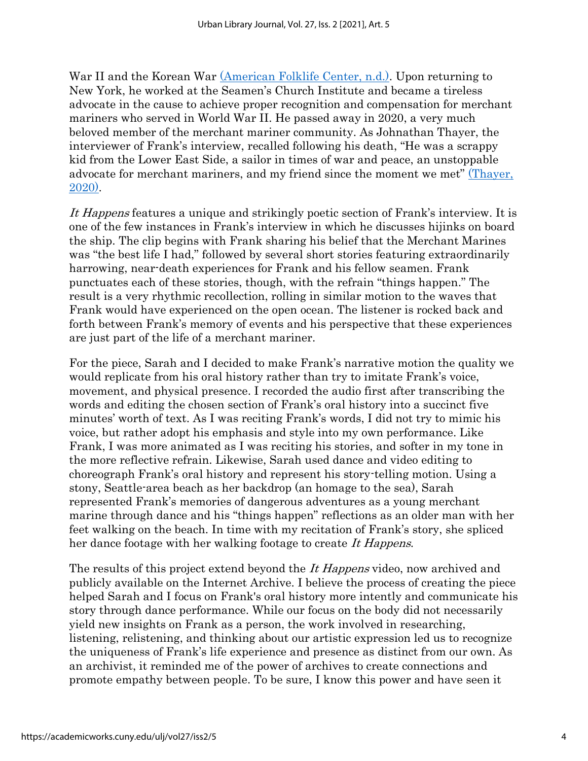War II and the Korean War [(American Folklife Center, n.d.)](#). Upon returning to New York, he worked at the Seamen's Church Institute and became a tireless advocate in the cause to achieve proper recognition and compensation for merchant mariners who served in World War II. He passed away in 2020, a very much beloved member of the merchant mariner community. As Johnathan Thayer, the interviewer of Frank's interview, recalled following his death, "He was a scrappy kid from the Lower East Side, a sailor in times of war and peace, an unstoppable advocate for merchant mariners, and my friend since the moment we met" [(Thayer, 2020)](#).

*It Happens* features a unique and strikingly poetic section of Frank's interview. It is one of the few instances in Frank's interview in which he discusses hijinks on board the ship. The clip begins with Frank sharing his belief that the Merchant Marines was "the best life I had," followed by several short stories featuring extraordinarily harrowing, near-death experiences for Frank and his fellow seamen. Frank punctuates each of these stories, though, with the refrain "things happen." The result is a very rhythmic recollection, rolling in similar motion to the waves that Frank would have experienced on the open ocean. The listener is rocked back and forth between Frank's memory of events and his perspective that these experiences are just part of the life of a merchant mariner.

For the piece, Sarah and I decided to make Frank's narrative motion the quality we would replicate from his oral history rather than try to imitate Frank's voice, movement, and physical presence. I recorded the audio first after transcribing the words and editing the chosen section of Frank's oral history into a succinct five minutes' worth of text. As I was reciting Frank's words, I did not try to mimic his voice, but rather adopt his emphasis and style into my own performance. Like Frank, I was more animated as I was reciting his stories, and softer in my tone in the more reflective refrain. Likewise, Sarah used dance and video editing to choreograph Frank's oral history and represent his story-telling motion. Using a stony, Seattle-area beach as her backdrop (an homage to the sea), Sarah represented Frank's memories of dangerous adventures as a young merchant marine through dance and his "things happen" reflections as an older man with her feet walking on the beach. In time with my recitation of Frank's story, she spliced her dance footage with her walking footage to create *It Happens*.

The results of this project extend beyond the *It Happens* video, now archived and publicly available on the Internet Archive. I believe the process of creating the piece helped Sarah and I focus on Frank's oral history more intently and communicate his story through dance performance. While our focus on the body did not necessarily yield new insights on Frank as a person, the work involved in researching, listening, relistening, and thinking about our artistic expression led us to recognize the uniqueness of Frank's life experience and presence as distinct from our own. As an archivist, it reminded me of the power of archives to create connections and promote empathy between people. To be sure, I know this power and have seen it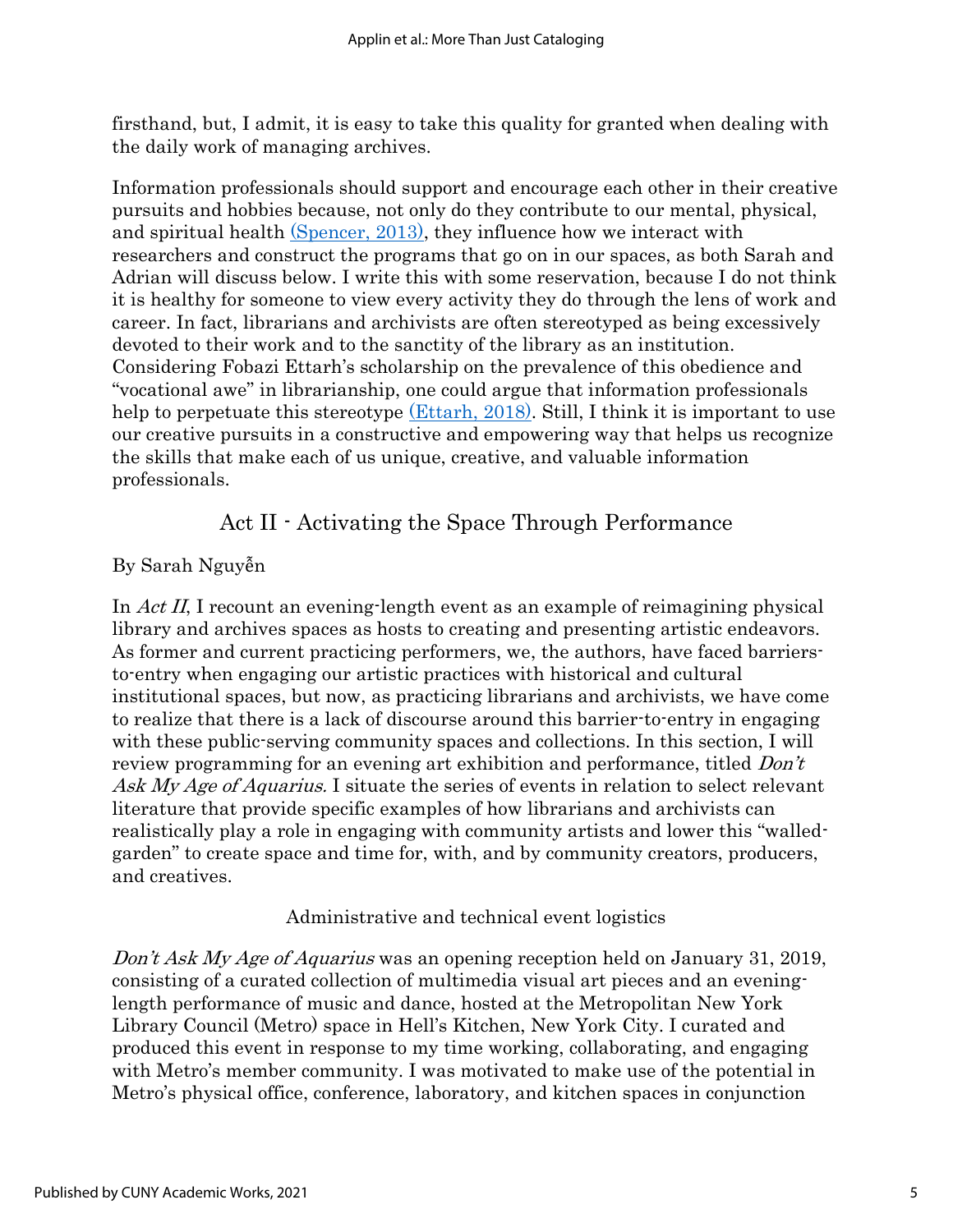firsthand, but, I admit, it is easy to take this quality for granted when dealing with the daily work of managing archives.

Information professionals should support and encourage each other in their creative pursuits and hobbies because, not only do they contribute to our mental, physical, and spiritual health (Spencer, 2013), they influence how we interact with researchers and construct the programs that go on in our spaces, as both Sarah and Adrian will discuss below. I write this with some reservation, because I do not think it is healthy for someone to view every activity they do through the lens of work and career. In fact, librarians and archivists are often stereotyped as being excessively devoted to their work and to the sanctity of the library as an institution. Considering Fobazi Ettarh's scholarship on the prevalence of this obedience and "vocational awe" in librarianship, one could argue that information professionals help to perpetuate this stereotype (Ettarh, 2018). Still, I think it is important to use our creative pursuits in a constructive and empowering way that helps us recognize the skills that make each of us unique, creative, and valuable information professionals.

## Act II - Activating the Space Through Performance

By Sarah Nguyễn

In *Act II*, I recount an evening-length event as an example of reimagining physical library and archives spaces as hosts to creating and presenting artistic endeavors. As former and current practicing performers, we, the authors, have faced barriers-to-entry when engaging our artistic practices with historical and cultural institutional spaces, but now, as practicing librarians and archivists, we have come to realize that there is a lack of discourse around this barrier-to-entry in engaging with these public-serving community spaces and collections. In this section, I will review programming for an evening art exhibition and performance, titled *Don't Ask My Age of Aquarius.* I situate the series of events in relation to select relevant literature that provide specific examples of how librarians and archivists can realistically play a role in engaging with community artists and lower this "walled-garden" to create space and time for, with, and by community creators, producers, and creatives.

### Administrative and technical event logistics

*Don't Ask My Age of Aquarius* was an opening reception held on January 31, 2019, consisting of a curated collection of multimedia visual art pieces and an evening-length performance of music and dance, hosted at the Metropolitan New York Library Council (Metro) space in Hell's Kitchen, New York City. I curated and produced this event in response to my time working, collaborating, and engaging with Metro's member community. I was motivated to make use of the potential in Metro's physical office, conference, laboratory, and kitchen spaces in conjunction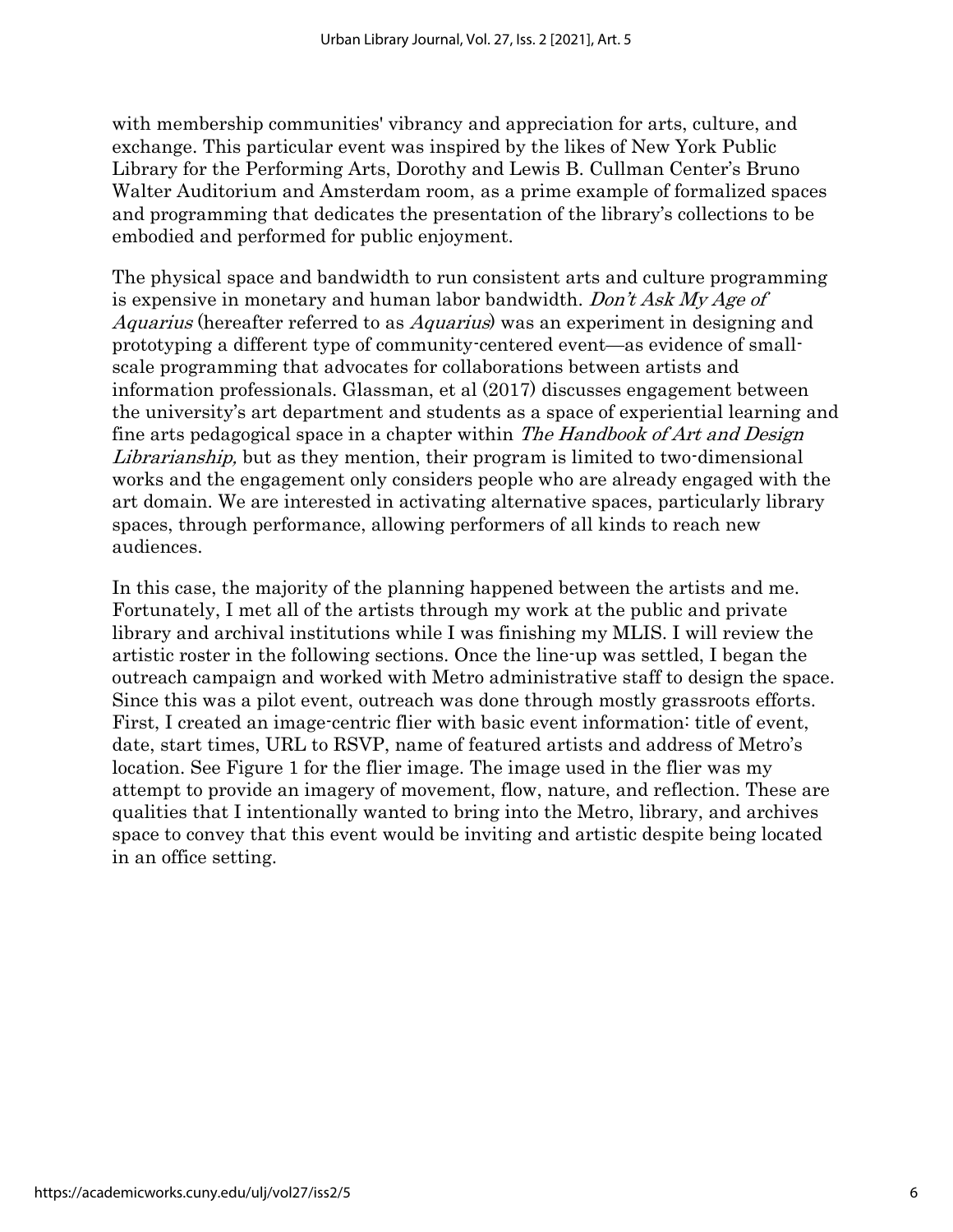with membership communities' vibrancy and appreciation for arts, culture, and exchange. This particular event was inspired by the likes of New York Public Library for the Performing Arts, Dorothy and Lewis B. Cullman Center's Bruno Walter Auditorium and Amsterdam room, as a prime example of formalized spaces and programming that dedicates the presentation of the library's collections to be embodied and performed for public enjoyment.

The physical space and bandwidth to run consistent arts and culture programming is expensive in monetary and human labor bandwidth. *Don't Ask My Age of Aquarius* (hereafter referred to as *Aquarius*) was an experiment in designing and prototyping a different type of community-centered event—as evidence of small-scale programming that advocates for collaborations between artists and information professionals. Glassman, et al (2017) discusses engagement between the university's art department and students as a space of experiential learning and fine arts pedagogical space in a chapter within *The Handbook of Art and Design Librarianship,* but as they mention, their program is limited to two-dimensional works and the engagement only considers people who are already engaged with the art domain. We are interested in activating alternative spaces, particularly library spaces, through performance, allowing performers of all kinds to reach new audiences.

In this case, the majority of the planning happened between the artists and me. Fortunately, I met all of the artists through my work at the public and private library and archival institutions while I was finishing my MLIS. I will review the artistic roster in the following sections. Once the line-up was settled, I began the outreach campaign and worked with Metro administrative staff to design the space. Since this was a pilot event, outreach was done through mostly grassroots efforts. First, I created an image-centric flier with basic event information: title of event, date, start times, URL to RSVP, name of featured artists and address of Metro's location. See Figure 1 for the flier image. The image used in the flier was my attempt to provide an imagery of movement, flow, nature, and reflection. These are qualities that I intentionally wanted to bring into the Metro, library, and archives space to convey that this event would be inviting and artistic despite being located in an office setting.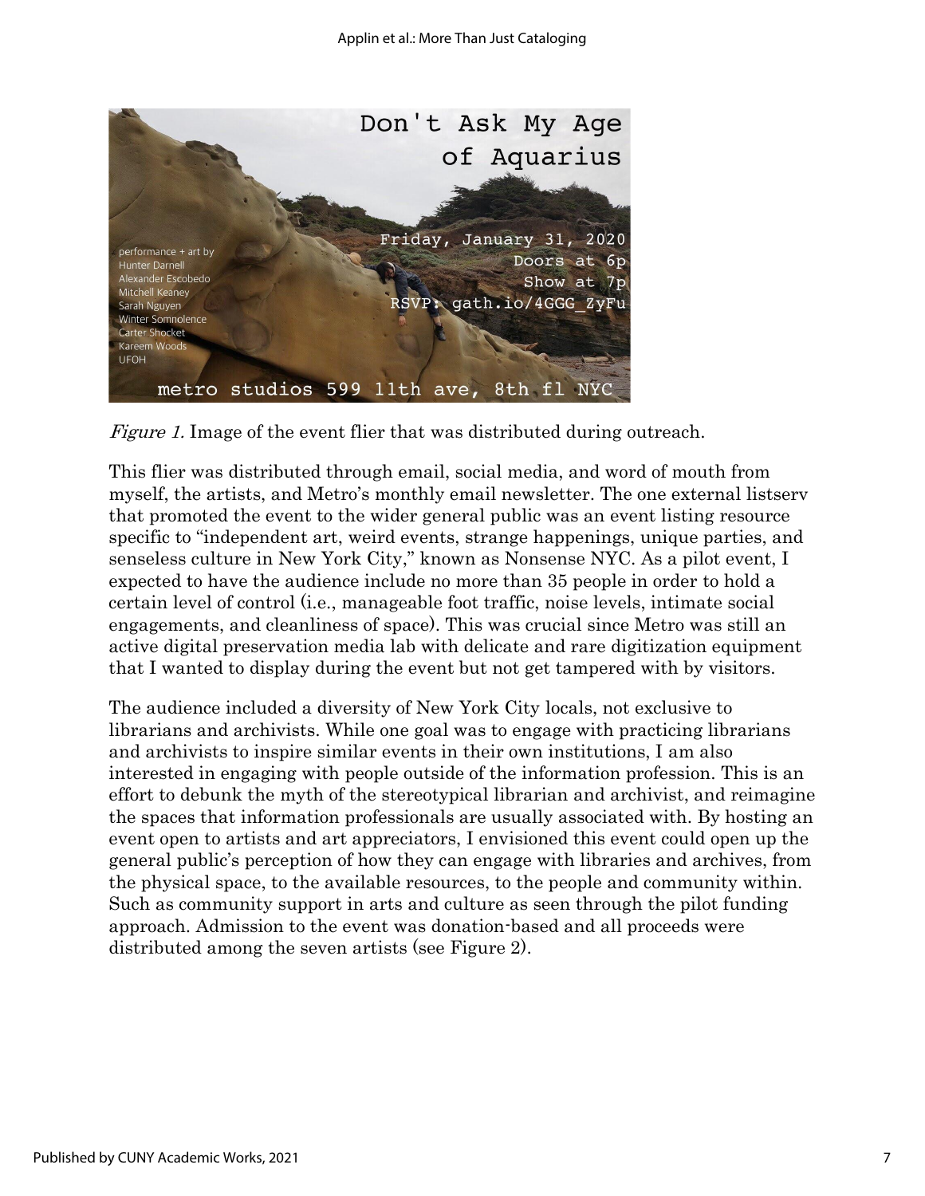*Figure 1.* Image of the event flier that was distributed during outreach.

This flier was distributed through email, social media, and word of mouth from myself, the artists, and Metro's monthly email newsletter. The one external listserv that promoted the event to the wider general public was an event listing resource specific to "independent art, weird events, strange happenings, unique parties, and senseless culture in New York City," known as Nonsense NYC. As a pilot event, I expected to have the audience include no more than 35 people in order to hold a certain level of control (i.e., manageable foot traffic, noise levels, intimate social engagements, and cleanliness of space). This was crucial since Metro was still an active digital preservation media lab with delicate and rare digitization equipment that I wanted to display during the event but not get tampered with by visitors.

The audience included a diversity of New York City locals, not exclusive to librarians and archivists. While one goal was to engage with practicing librarians and archivists to inspire similar events in their own institutions, I am also interested in engaging with people outside of the information profession. This is an effort to debunk the myth of the stereotypical librarian and archivist, and reimagine the spaces that information professionals are usually associated with. By hosting an event open to artists and art appreciators, I envisioned this event could open up the general public's perception of how they can engage with libraries and archives, from the physical space, to the available resources, to the people and community within. Such as community support in arts and culture as seen through the pilot funding approach. Admission to the event was donation-based and all proceeds were distributed among the seven artists (see Figure 2).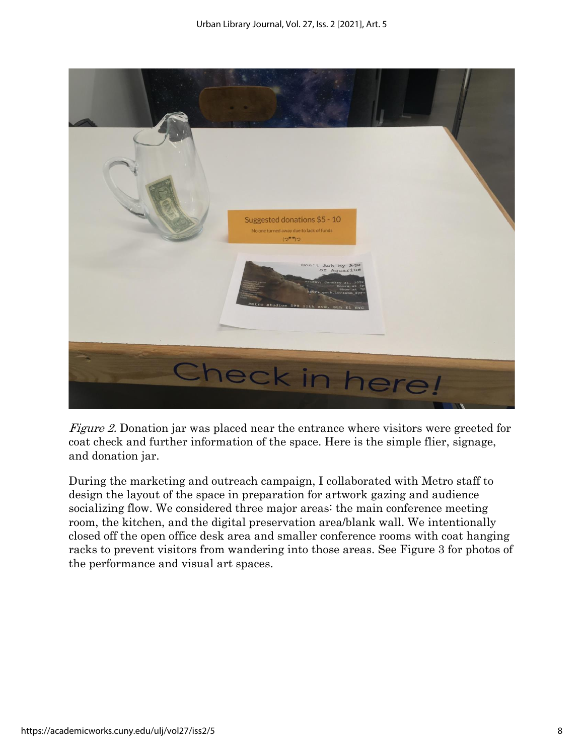*Figure 2.* Donation jar was placed near the entrance where visitors were greeted for coat check and further information of the space. Here is the simple flier, signage, and donation jar.

During the marketing and outreach campaign, I collaborated with Metro staff to design the layout of the space in preparation for artwork gazing and audience socializing flow. We considered three major areas: the main conference meeting room, the kitchen, and the digital preservation area/blank wall. We intentionally closed off the open office desk area and smaller conference rooms with coat hanging racks to prevent visitors from wandering into those areas. See Figure 3 for photos of the performance and visual art spaces.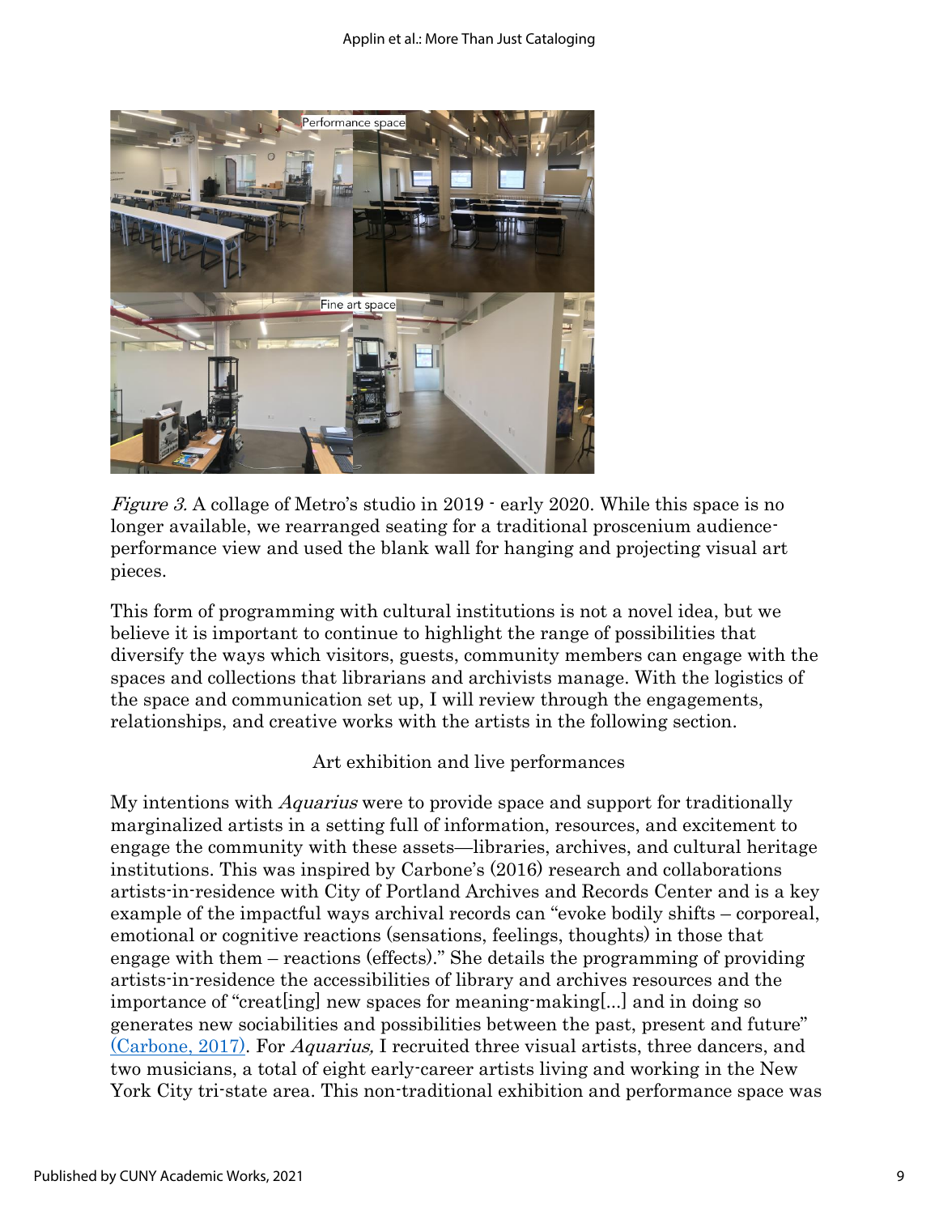*Figure 3.* A collage of Metro's studio in 2019 - early 2020. While this space is no longer available, we rearranged seating for a traditional proscenium audience-performance view and used the blank wall for hanging and projecting visual art pieces.

This form of programming with cultural institutions is not a novel idea, but we believe it is important to continue to highlight the range of possibilities that diversify the ways which visitors, guests, community members can engage with the spaces and collections that librarians and archivists manage. With the logistics of the space and communication set up, I will review through the engagements, relationships, and creative works with the artists in the following section.

## Art exhibition and live performances

My intentions with *Aquarius* were to provide space and support for traditionally marginalized artists in a setting full of information, resources, and excitement to engage the community with these assets—libraries, archives, and cultural heritage institutions. This was inspired by Carbone's (2016) research and collaborations artists-in-residence with City of Portland Archives and Records Center and is a key example of the impactful ways archival records can "evoke bodily shifts – corporeal, emotional or cognitive reactions (sensations, feelings, thoughts) in those that engage with them – reactions (effects)." She details the programming of providing artists-in-residence the accessibilities of library and archives resources and the importance of "creat[ing] new spaces for meaning-making[...] and in doing so generates new sociabilities and possibilities between the past, present and future" (Carbone, 2017). For *Aquarius,* I recruited three visual artists, three dancers, and two musicians, a total of eight early-career artists living and working in the New York City tri-state area. This non-traditional exhibition and performance space was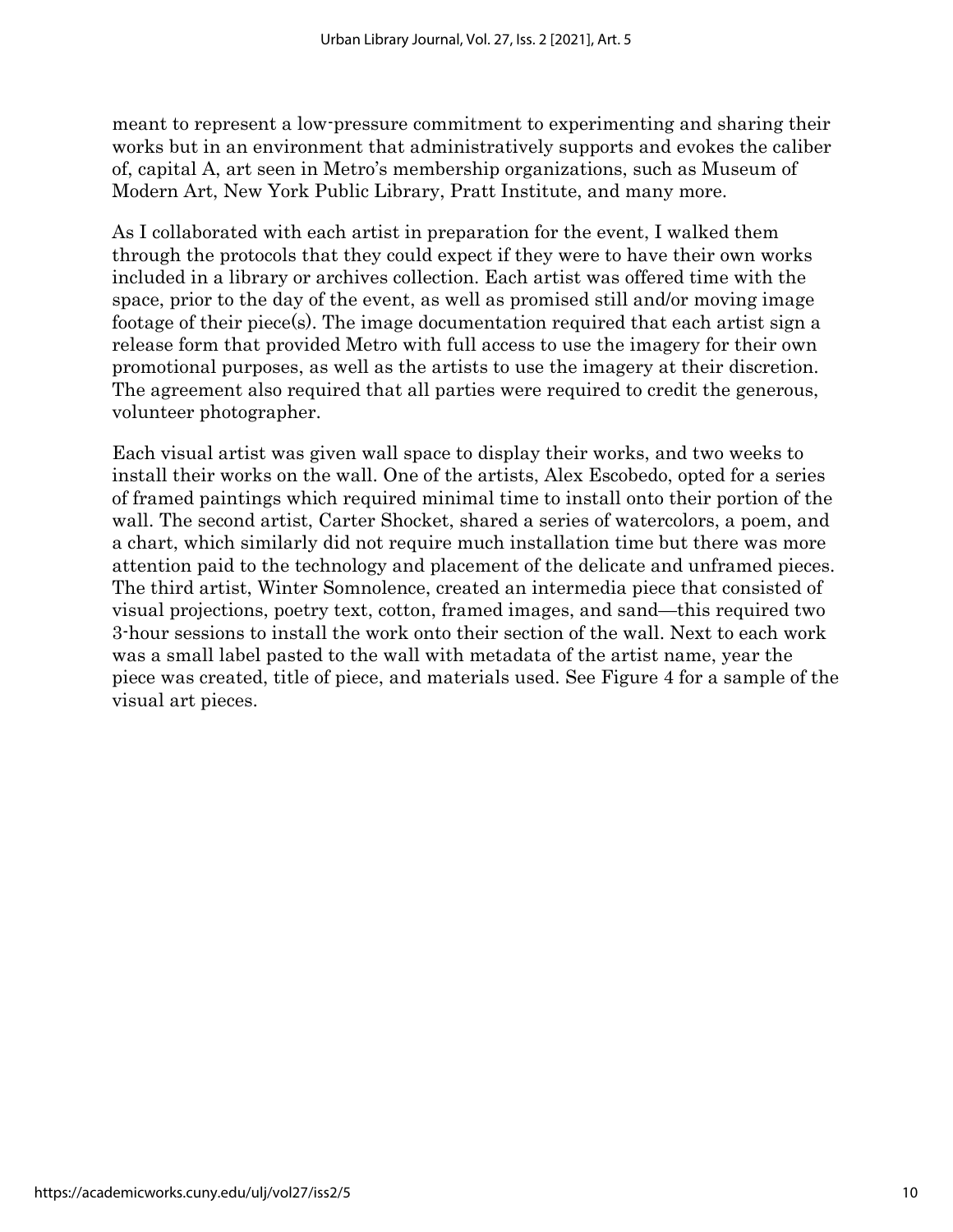meant to represent a low-pressure commitment to experimenting and sharing their works but in an environment that administratively supports and evokes the caliber of, capital A, art seen in Metro's membership organizations, such as Museum of Modern Art, New York Public Library, Pratt Institute, and many more.

As I collaborated with each artist in preparation for the event, I walked them through the protocols that they could expect if they were to have their own works included in a library or archives collection. Each artist was offered time with the space, prior to the day of the event, as well as promised still and/or moving image footage of their piece(s). The image documentation required that each artist sign a release form that provided Metro with full access to use the imagery for their own promotional purposes, as well as the artists to use the imagery at their discretion. The agreement also required that all parties were required to credit the generous, volunteer photographer.

Each visual artist was given wall space to display their works, and two weeks to install their works on the wall. One of the artists, Alex Escobedo, opted for a series of framed paintings which required minimal time to install onto their portion of the wall. The second artist, Carter Shocket, shared a series of watercolors, a poem, and a chart, which similarly did not require much installation time but there was more attention paid to the technology and placement of the delicate and unframed pieces. The third artist, Winter Somnolence, created an intermedia piece that consisted of visual projections, poetry text, cotton, framed images, and sand—this required two 3-hour sessions to install the work onto their section of the wall. Next to each work was a small label pasted to the wall with metadata of the artist name, year the piece was created, title of piece, and materials used. See Figure 4 for a sample of the visual art pieces.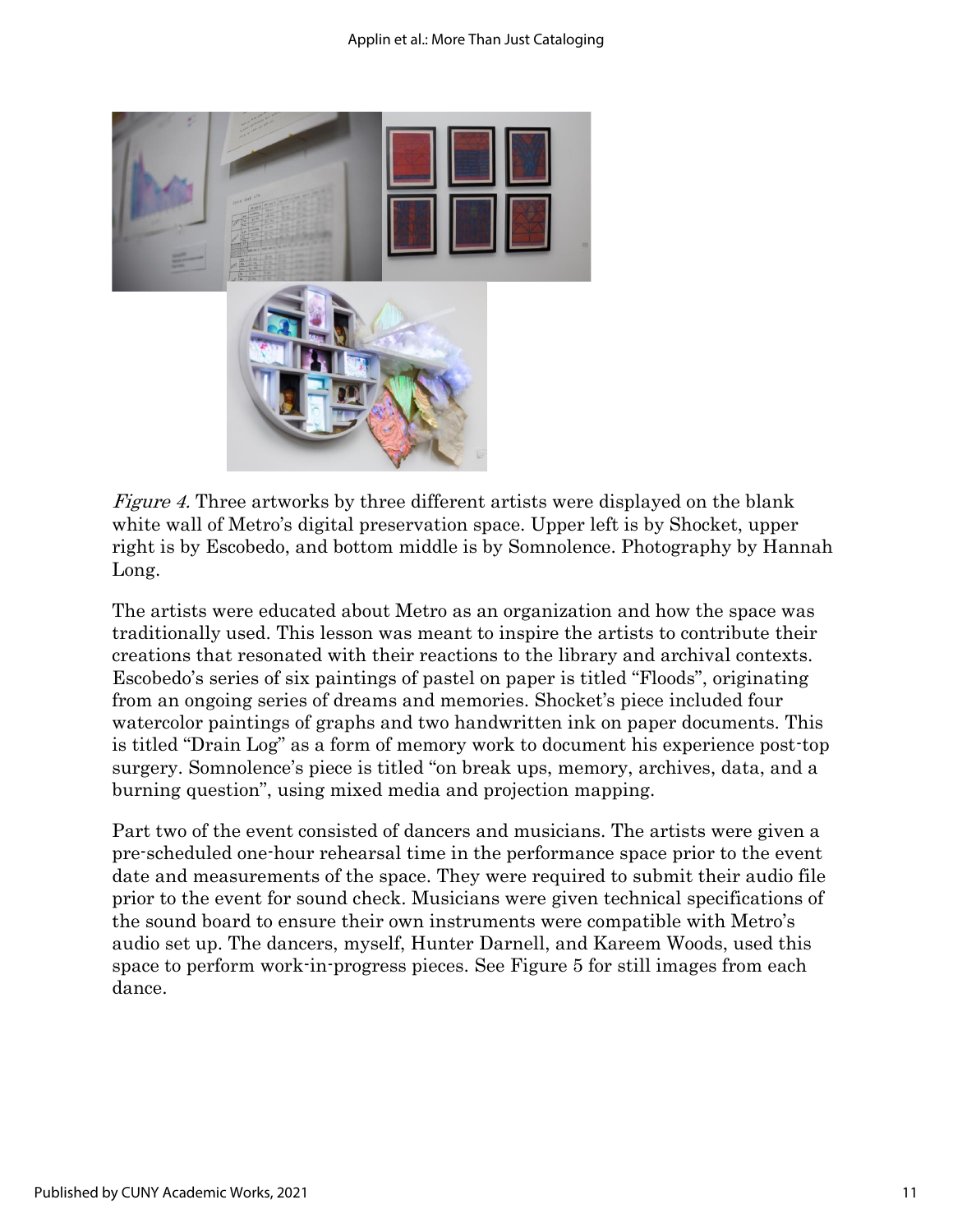*Figure 4.* Three artworks by three different artists were displayed on the blank white wall of Metro's digital preservation space. Upper left is by Shocket, upper right is by Escobedo, and bottom middle is by Somnolence. Photography by Hannah Long.

The artists were educated about Metro as an organization and how the space was traditionally used. This lesson was meant to inspire the artists to contribute their creations that resonated with their reactions to the library and archival contexts. Escobedo's series of six paintings of pastel on paper is titled "Floods", originating from an ongoing series of dreams and memories. Shocket's piece included four watercolor paintings of graphs and two handwritten ink on paper documents. This is titled "Drain Log" as a form of memory work to document his experience post-top surgery. Somnolence's piece is titled "on break ups, memory, archives, data, and a burning question", using mixed media and projection mapping.

Part two of the event consisted of dancers and musicians. The artists were given a pre-scheduled one-hour rehearsal time in the performance space prior to the event date and measurements of the space. They were required to submit their audio file prior to the event for sound check. Musicians were given technical specifications of the sound board to ensure their own instruments were compatible with Metro's audio set up. The dancers, myself, Hunter Darnell, and Kareem Woods, used this space to perform work-in-progress pieces. See Figure 5 for still images from each dance.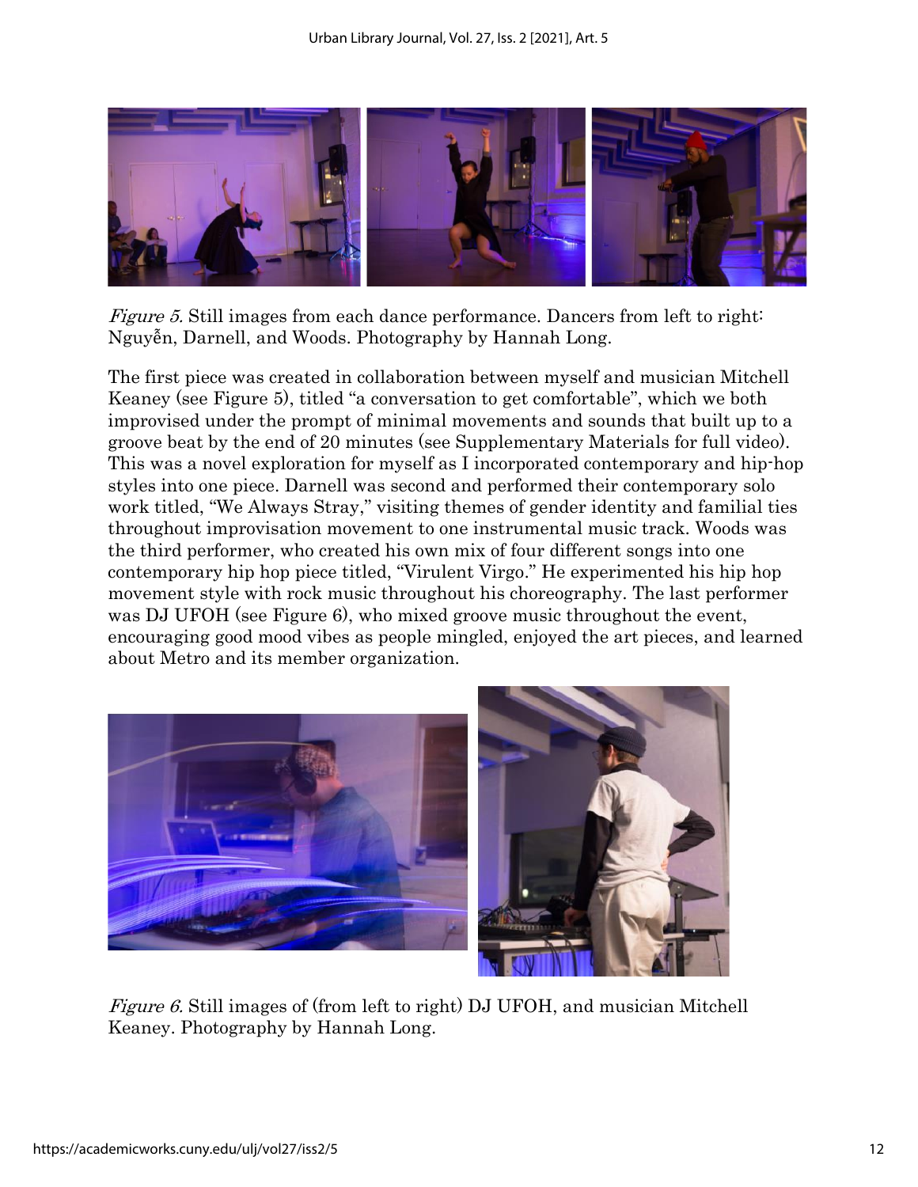*Figure 5.* Still images from each dance performance. Dancers from left to right: Nguyễn, Darnell, and Woods. Photography by Hannah Long.

The first piece was created in collaboration between myself and musician Mitchell Keaney (see Figure 5), titled "a conversation to get comfortable", which we both improvised under the prompt of minimal movements and sounds that built up to a groove beat by the end of 20 minutes (see Supplementary Materials for full video). This was a novel exploration for myself as I incorporated contemporary and hip-hop styles into one piece. Darnell was second and performed their contemporary solo work titled, "We Always Stray," visiting themes of gender identity and familial ties throughout improvisation movement to one instrumental music track. Woods was the third performer, who created his own mix of four different songs into one contemporary hip hop piece titled, "Virulent Virgo." He experimented his hip hop movement style with rock music throughout his choreography. The last performer was DJ UFOH (see Figure 6), who mixed groove music throughout the event, encouraging good mood vibes as people mingled, enjoyed the art pieces, and learned about Metro and its member organization.

*Figure 6.* Still images of (from left to right) DJ UFOH, and musician Mitchell Keaney. Photography by Hannah Long.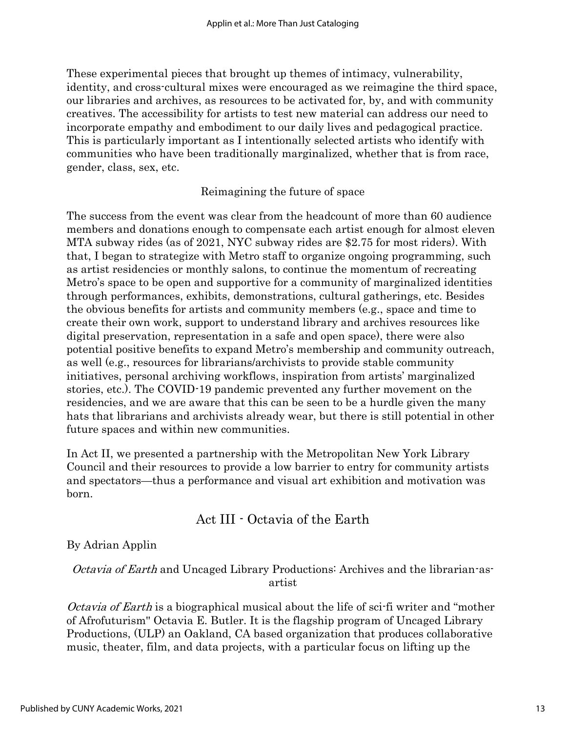These experimental pieces that brought up themes of intimacy, vulnerability, identity, and cross-cultural mixes were encouraged as we reimagine the third space, our libraries and archives, as resources to be activated for, by, and with community creatives. The accessibility for artists to test new material can address our need to incorporate empathy and embodiment to our daily lives and pedagogical practice. This is particularly important as I intentionally selected artists who identify with communities who have been traditionally marginalized, whether that is from race, gender, class, sex, etc.

### Reimagining the future of space

The success from the event was clear from the headcount of more than 60 audience members and donations enough to compensate each artist enough for almost eleven MTA subway rides (as of 2021, NYC subway rides are $2.75 for most riders). With that, I began to strategize with Metro staff to organize ongoing programming, such as artist residencies or monthly salons, to continue the momentum of recreating Metro's space to be open and supportive for a community of marginalized identities through performances, exhibits, demonstrations, cultural gatherings, etc. Besides the obvious benefits for artists and community members (e.g., space and time to create their own work, support to understand library and archives resources like digital preservation, representation in a safe and open space), there were also potential positive benefits to expand Metro's membership and community outreach, as well (e.g., resources for librarians/archivists to provide stable community initiatives, personal archiving workflows, inspiration from artists' marginalized stories, etc.). The COVID-19 pandemic prevented any further movement on the residencies, and we are aware that this can be seen to be a hurdle given the many hats that librarians and archivists already wear, but there is still potential in other future spaces and within new communities.

In Act II, we presented a partnership with the Metropolitan New York Library Council and their resources to provide a low barrier to entry for community artists and spectators—thus a performance and visual art exhibition and motivation was born.

## Act III - Octavia of the Earth

By Adrian Applin

### *Octavia of Earth* and Uncaged Library Productions: Archives and the librarian-as-artist

*Octavia of Earth* is a biographical musical about the life of sci-fi writer and "mother of Afrofuturism" Octavia E. Butler. It is the flagship program of Uncaged Library Productions, (ULP) an Oakland, CA based organization that produces collaborative music, theater, film, and data projects, with a particular focus on lifting up the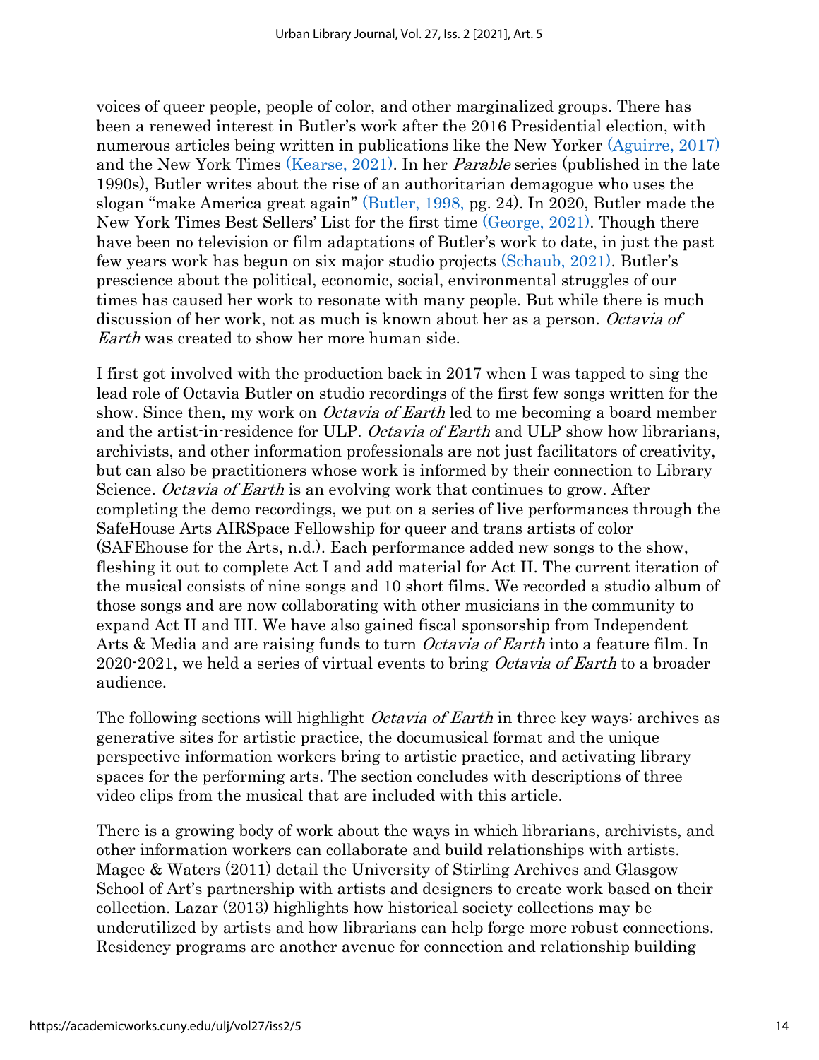voices of queer people, people of color, and other marginalized groups. There has been a renewed interest in Butler's work after the 2016 Presidential election, with numerous articles being written in publications like the New Yorker (Aguirre, 2017) and the New York Times (Kearse, 2021). In her *Parable* series (published in the late 1990s), Butler writes about the rise of an authoritarian demagogue who uses the slogan "make America great again" (Butler, 1998, pg. 24). In 2020, Butler made the New York Times Best Sellers' List for the first time (George, 2021). Though there have been no television or film adaptations of Butler's work to date, in just the past few years work has begun on six major studio projects (Schaub, 2021). Butler's prescience about the political, economic, social, environmental struggles of our times has caused her work to resonate with many people. But while there is much discussion of her work, not as much is known about her as a person. *Octavia of Earth* was created to show her more human side.

I first got involved with the production back in 2017 when I was tapped to sing the lead role of Octavia Butler on studio recordings of the first few songs written for the show. Since then, my work on *Octavia of Earth* led to me becoming a board member and the artist-in-residence for ULP. *Octavia of Earth* and ULP show how librarians, archivists, and other information professionals are not just facilitators of creativity, but can also be practitioners whose work is informed by their connection to Library Science. *Octavia of Earth* is an evolving work that continues to grow. After completing the demo recordings, we put on a series of live performances through the SafeHouse Arts AIRSpace Fellowship for queer and trans artists of color (SAFEhouse for the Arts, n.d.). Each performance added new songs to the show, fleshing it out to complete Act I and add material for Act II. The current iteration of the musical consists of nine songs and 10 short films. We recorded a studio album of those songs and are now collaborating with other musicians in the community to expand Act II and III. We have also gained fiscal sponsorship from Independent Arts & Media and are raising funds to turn *Octavia of Earth* into a feature film. In 2020-2021, we held a series of virtual events to bring *Octavia of Earth* to a broader audience.

The following sections will highlight *Octavia of Earth* in three key ways: archives as generative sites for artistic practice, the documusical format and the unique perspective information workers bring to artistic practice, and activating library spaces for the performing arts. The section concludes with descriptions of three video clips from the musical that are included with this article.

There is a growing body of work about the ways in which librarians, archivists, and other information workers can collaborate and build relationships with artists. Magee & Waters (2011) detail the University of Stirling Archives and Glasgow School of Art's partnership with artists and designers to create work based on their collection. Lazar (2013) highlights how historical society collections may be underutilized by artists and how librarians can help forge more robust connections. Residency programs are another avenue for connection and relationship building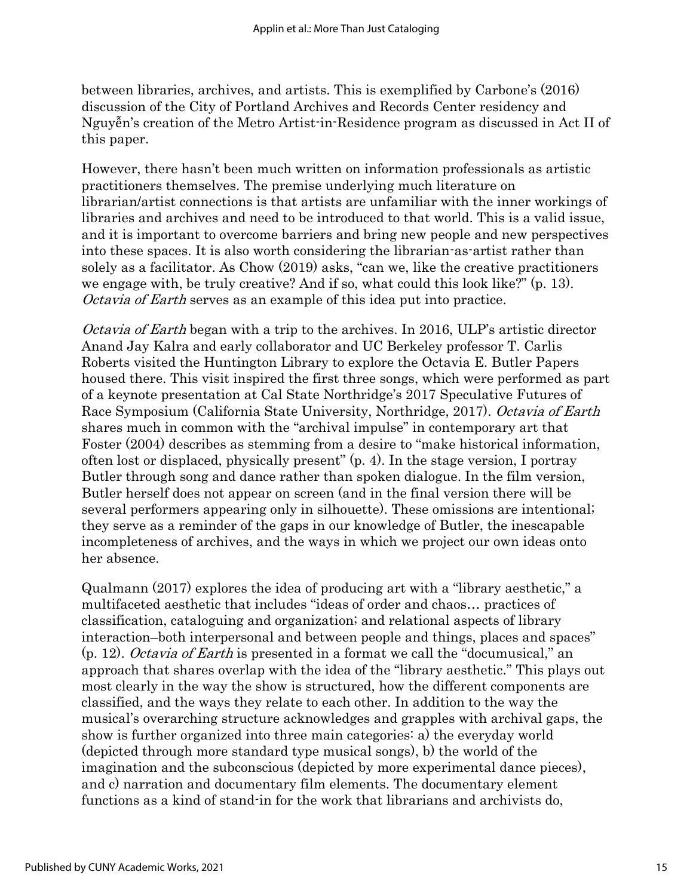between libraries, archives, and artists. This is exemplified by Carbone's (2016) discussion of the City of Portland Archives and Records Center residency and Nguyễn's creation of the Metro Artist-in-Residence program as discussed in Act II of this paper.

However, there hasn't been much written on information professionals as artistic practitioners themselves. The premise underlying much literature on librarian/artist connections is that artists are unfamiliar with the inner workings of libraries and archives and need to be introduced to that world. This is a valid issue, and it is important to overcome barriers and bring new people and new perspectives into these spaces. It is also worth considering the librarian-as-artist rather than solely as a facilitator. As Chow (2019) asks, "can we, like the creative practitioners we engage with, be truly creative? And if so, what could this look like?" (p. 13). *Octavia of Earth* serves as an example of this idea put into practice.

*Octavia of Earth* began with a trip to the archives. In 2016, ULP's artistic director Anand Jay Kalra and early collaborator and UC Berkeley professor T. Carlis Roberts visited the Huntington Library to explore the Octavia E. Butler Papers housed there. This visit inspired the first three songs, which were performed as part of a keynote presentation at Cal State Northridge's 2017 Speculative Futures of Race Symposium (California State University, Northridge, 2017). *Octavia of Earth* shares much in common with the "archival impulse" in contemporary art that Foster (2004) describes as stemming from a desire to "make historical information, often lost or displaced, physically present" (p. 4). In the stage version, I portray Butler through song and dance rather than spoken dialogue. In the film version, Butler herself does not appear on screen (and in the final version there will be several performers appearing only in silhouette). These omissions are intentional; they serve as a reminder of the gaps in our knowledge of Butler, the inescapable incompleteness of archives, and the ways in which we project our own ideas onto her absence.

Qualmann (2017) explores the idea of producing art with a "library aesthetic," a multifaceted aesthetic that includes "ideas of order and chaos… practices of classification, cataloguing and organization; and relational aspects of library interaction–both interpersonal and between people and things, places and spaces" (p. 12). *Octavia of Earth* is presented in a format we call the "documusical," an approach that shares overlap with the idea of the "library aesthetic." This plays out most clearly in the way the show is structured, how the different components are classified, and the ways they relate to each other. In addition to the way the musical's overarching structure acknowledges and grapples with archival gaps, the show is further organized into three main categories: a) the everyday world (depicted through more standard type musical songs), b) the world of the imagination and the subconscious (depicted by more experimental dance pieces), and c) narration and documentary film elements. The documentary element functions as a kind of stand-in for the work that librarians and archivists do,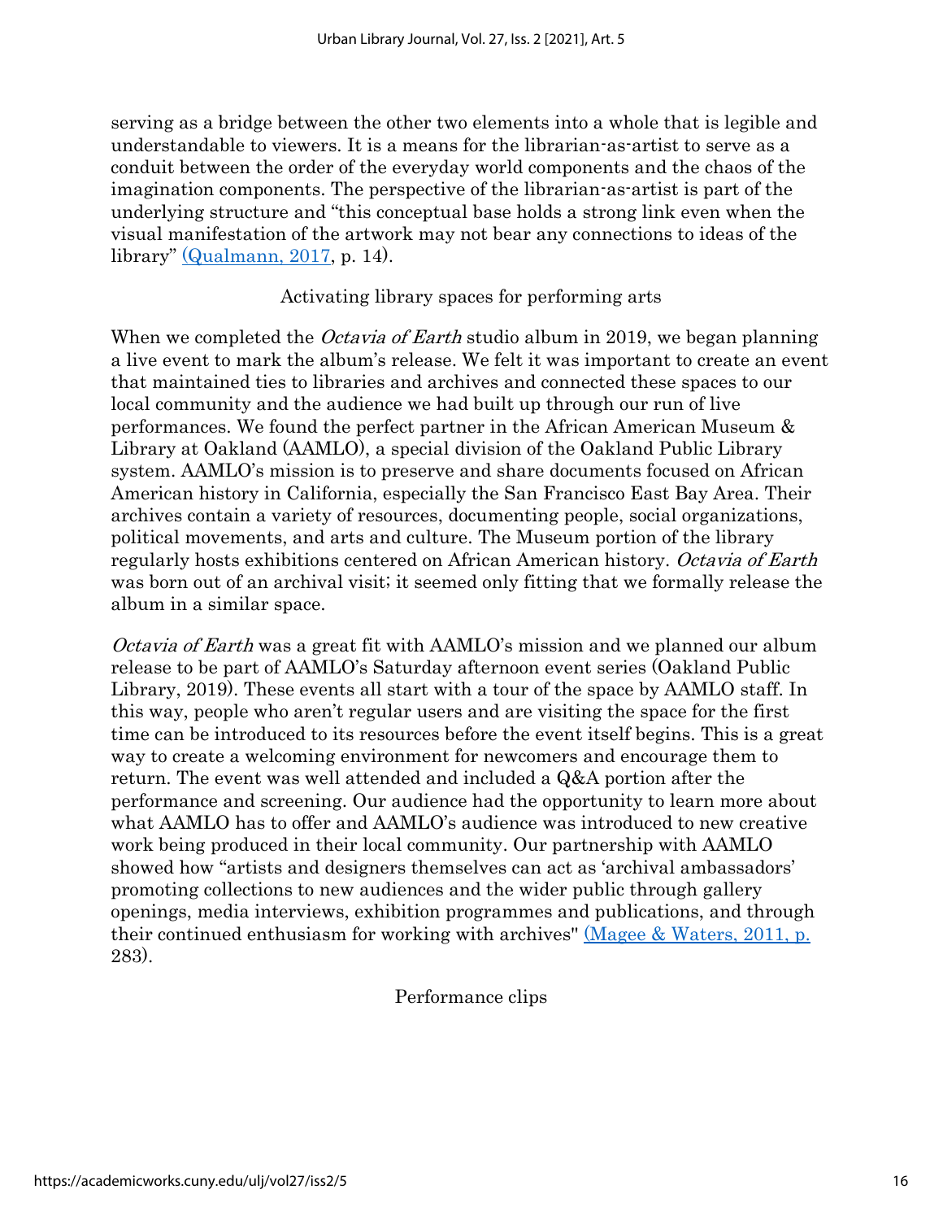serving as a bridge between the other two elements into a whole that is legible and understandable to viewers. It is a means for the librarian-as-artist to serve as a conduit between the order of the everyday world components and the chaos of the imagination components. The perspective of the librarian-as-artist is part of the underlying structure and "this conceptual base holds a strong link even when the visual manifestation of the artwork may not bear any connections to ideas of the library" (Qualmann, 2017, p. 14).

## Activating library spaces for performing arts

When we completed the *Octavia of Earth* studio album in 2019, we began planning a live event to mark the album's release. We felt it was important to create an event that maintained ties to libraries and archives and connected these spaces to our local community and the audience we had built up through our run of live performances. We found the perfect partner in the African American Museum & Library at Oakland (AAMLO), a special division of the Oakland Public Library system. AAMLO's mission is to preserve and share documents focused on African American history in California, especially the San Francisco East Bay Area. Their archives contain a variety of resources, documenting people, social organizations, political movements, and arts and culture. The Museum portion of the library regularly hosts exhibitions centered on African American history. *Octavia of Earth* was born out of an archival visit; it seemed only fitting that we formally release the album in a similar space.

*Octavia of Earth* was a great fit with AAMLO's mission and we planned our album release to be part of AAMLO's Saturday afternoon event series (Oakland Public Library, 2019). These events all start with a tour of the space by AAMLO staff. In this way, people who aren't regular users and are visiting the space for the first time can be introduced to its resources before the event itself begins. This is a great way to create a welcoming environment for newcomers and encourage them to return. The event was well attended and included a Q&A portion after the performance and screening. Our audience had the opportunity to learn more about what AAMLO has to offer and AAMLO's audience was introduced to new creative work being produced in their local community. Our partnership with AAMLO showed how "artists and designers themselves can act as 'archival ambassadors' promoting collections to new audiences and the wider public through gallery openings, media interviews, exhibition programmes and publications, and through their continued enthusiasm for working with archives" (Magee & Waters, 2011, p. 283).

## Performance clips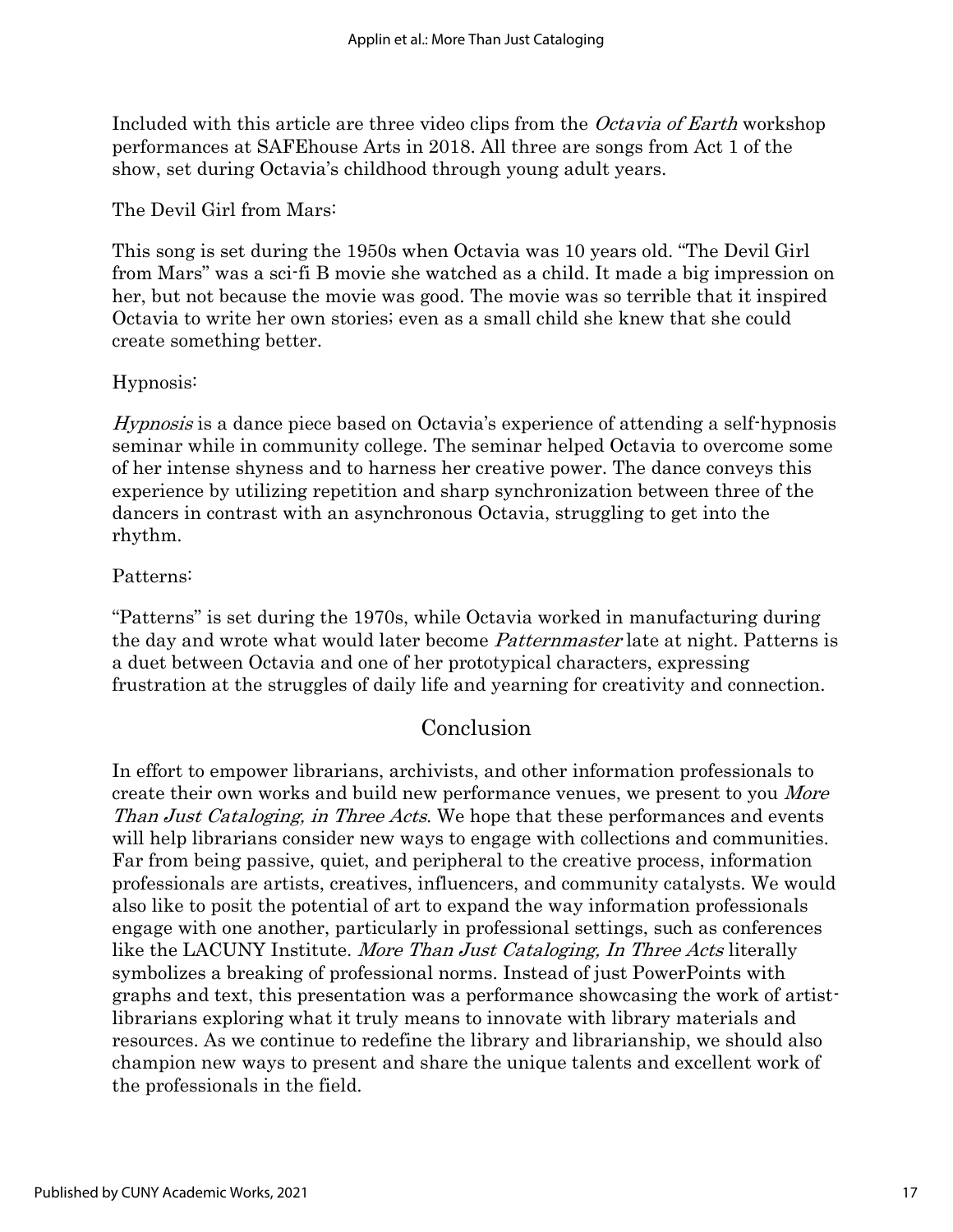Included with this article are three video clips from the *Octavia of Earth* workshop performances at SAFEhouse Arts in 2018. All three are songs from Act 1 of the show, set during Octavia's childhood through young adult years.

The Devil Girl from Mars:

This song is set during the 1950s when Octavia was 10 years old. "The Devil Girl from Mars" was a sci-fi B movie she watched as a child. It made a big impression on her, but not because the movie was good. The movie was so terrible that it inspired Octavia to write her own stories; even as a small child she knew that she could create something better.

Hypnosis:

*Hypnosis* is a dance piece based on Octavia's experience of attending a self-hypnosis seminar while in community college. The seminar helped Octavia to overcome some of her intense shyness and to harness her creative power. The dance conveys this experience by utilizing repetition and sharp synchronization between three of the dancers in contrast with an asynchronous Octavia, struggling to get into the rhythm.

Patterns:

"Patterns" is set during the 1970s, while Octavia worked in manufacturing during the day and wrote what would later become *Patternmaster* late at night. Patterns is a duet between Octavia and one of her prototypical characters, expressing frustration at the struggles of daily life and yearning for creativity and connection.

## Conclusion

In effort to empower librarians, archivists, and other information professionals to create their own works and build new performance venues, we present to you *More Than Just Cataloging, in Three Acts*. We hope that these performances and events will help librarians consider new ways to engage with collections and communities. Far from being passive, quiet, and peripheral to the creative process, information professionals are artists, creatives, influencers, and community catalysts. We would also like to posit the potential of art to expand the way information professionals engage with one another, particularly in professional settings, such as conferences like the LACUNY Institute. *More Than Just Cataloging, In Three Acts* literally symbolizes a breaking of professional norms. Instead of just PowerPoints with graphs and text, this presentation was a performance showcasing the work of artist-librarians exploring what it truly means to innovate with library materials and resources. As we continue to redefine the library and librarianship, we should also champion new ways to present and share the unique talents and excellent work of the professionals in the field.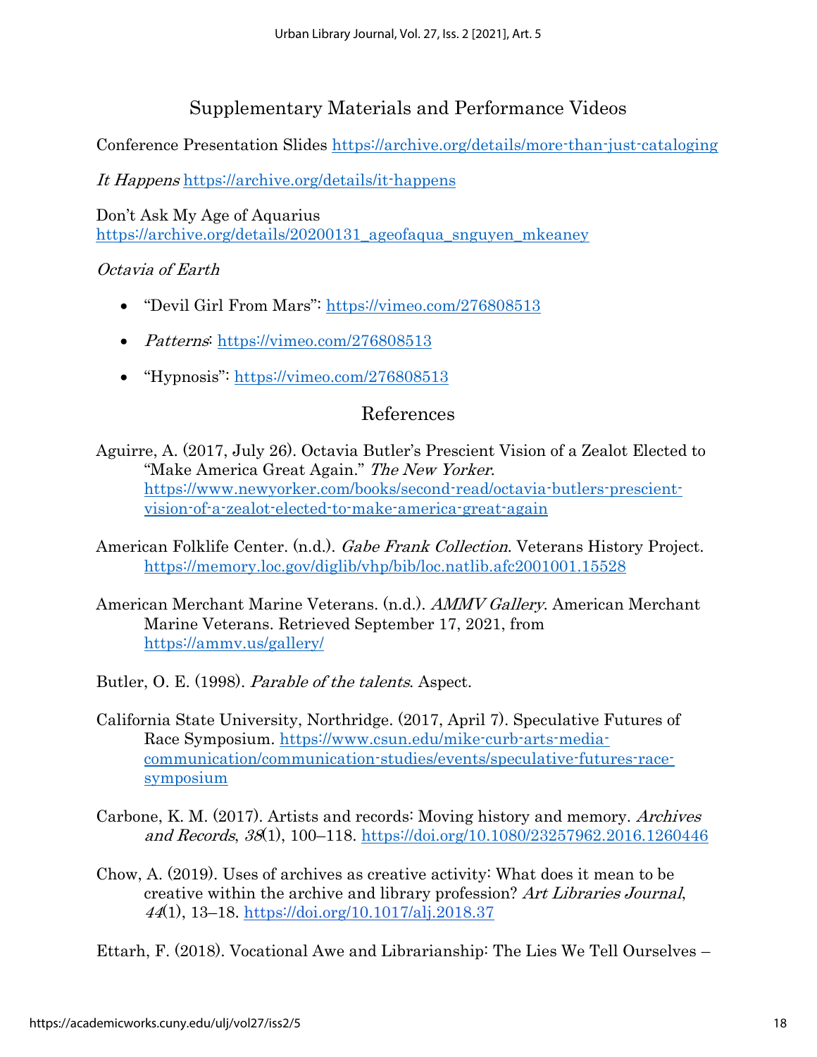## Supplementary Materials and Performance Videos

Conference Presentation Slides https://archive.org/details/more-than-just-cataloging

*It Happens* https://archive.org/details/it-happens

Don't Ask My Age of Aquarius
https://archive.org/details/20200131_ageofaqua_snguyen_mkeaney

*Octavia of Earth*

- "Devil Girl From Mars": https://vimeo.com/276808513
- *Patterns*: https://vimeo.com/276808513
- "Hypnosis": https://vimeo.com/276808513

## References

Aguirre, A. (2017, July 26). Octavia Butler's Prescient Vision of a Zealot Elected to "Make America Great Again." *The New Yorker*. https://www.newyorker.com/books/second-read/octavia-butlers-prescient-vision-of-a-zealot-elected-to-make-america-great-again

American Folklife Center. (n.d.). *Gabe Frank Collection*. Veterans History Project. https://memory.loc.gov/diglib/vhp/bib/loc.natlib.afc2001001.15528

American Merchant Marine Veterans. (n.d.). *AMMV Gallery*. American Merchant Marine Veterans. Retrieved September 17, 2021, from https://ammv.us/gallery/

Butler, O. E. (1998). *Parable of the talents*. Aspect.

California State University, Northridge. (2017, April 7). Speculative Futures of Race Symposium. https://www.csun.edu/mike-curb-arts-media-communication/communication-studies/events/speculative-futures-race-symposium

Carbone, K. M. (2017). Artists and records: Moving history and memory. *Archives and Records*, *38*(1), 100–118. https://doi.org/10.1080/23257962.2016.1260446

Chow, A. (2019). Uses of archives as creative activity: What does it mean to be creative within the archive and library profession? *Art Libraries Journal*, *44*(1), 13–18. https://doi.org/10.1017/alj.2018.37

Ettarh, F. (2018). Vocational Awe and Librarianship: The Lies We Tell Ourselves –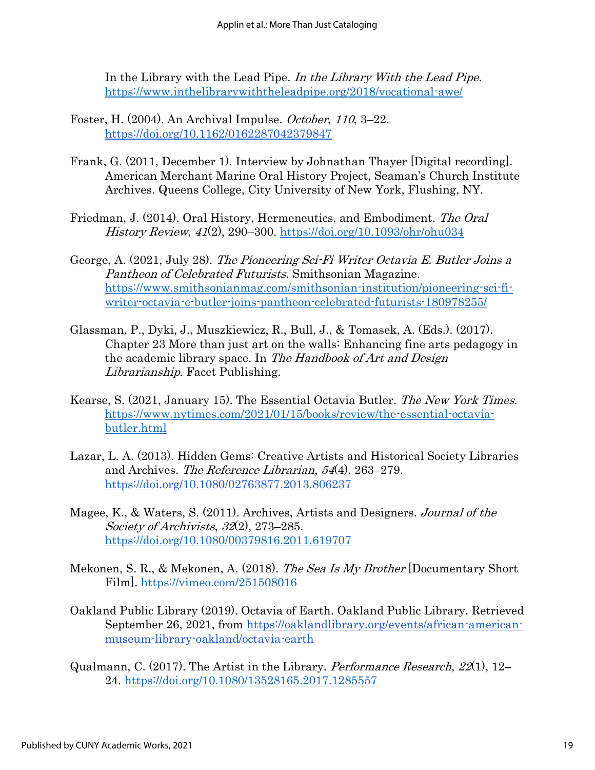In the Library with the Lead Pipe. *In the Library With the Lead Pipe*. https://www.inthelibrarywiththeleadpipe.org/2018/vocational-awe/

Foster, H. (2004). An Archival Impulse. *October*, *110*, 3–22. https://doi.org/10.1162/0162287042379847

Frank, G. (2011, December 1). Interview by Johnathan Thayer [Digital recording]. American Merchant Marine Oral History Project, Seaman's Church Institute Archives. Queens College, City University of New York, Flushing, NY.

Friedman, J. (2014). Oral History, Hermeneutics, and Embodiment. *The Oral History Review*, *41*(2), 290–300. https://doi.org/10.1093/ohr/ohu034

George, A. (2021, July 28). *The Pioneering Sci-Fi Writer Octavia E. Butler Joins a Pantheon of Celebrated Futurists*. Smithsonian Magazine. https://www.smithsonianmag.com/smithsonian-institution/pioneering-sci-fi-writer-octavia-e-butler-joins-pantheon-celebrated-futurists-180978255/

Glassman, P., Dyki, J., Muszkiewicz, R., Bull, J., & Tomasek, A. (Eds.). (2017). Chapter 23 More than just art on the walls: Enhancing fine arts pedagogy in the academic library space. In *The Handbook of Art and Design Librarianship*. Facet Publishing.

Kearse, S. (2021, January 15). The Essential Octavia Butler. *The New York Times*. https://www.nytimes.com/2021/01/15/books/review/the-essential-octavia-butler.html

Lazar, L. A. (2013). Hidden Gems: Creative Artists and Historical Society Libraries and Archives. *The Reference Librarian*, *54*(4), 263–279. https://doi.org/10.1080/02763877.2013.806237

Magee, K., & Waters, S. (2011). Archives, Artists and Designers. *Journal of the Society of Archivists*, *32*(2), 273–285. https://doi.org/10.1080/00379816.2011.619707

Mekonen, S. R., & Mekonen, A. (2018). *The Sea Is My Brother* [Documentary Short Film]. https://vimeo.com/251508016

Oakland Public Library (2019). Octavia of Earth. Oakland Public Library. Retrieved September 26, 2021, from https://oaklandlibrary.org/events/african-american-museum-library-oakland/octavia-earth

Qualmann, C. (2017). The Artist in the Library. *Performance Research*, *22*(1), 12–24. https://doi.org/10.1080/13528165.2017.1285557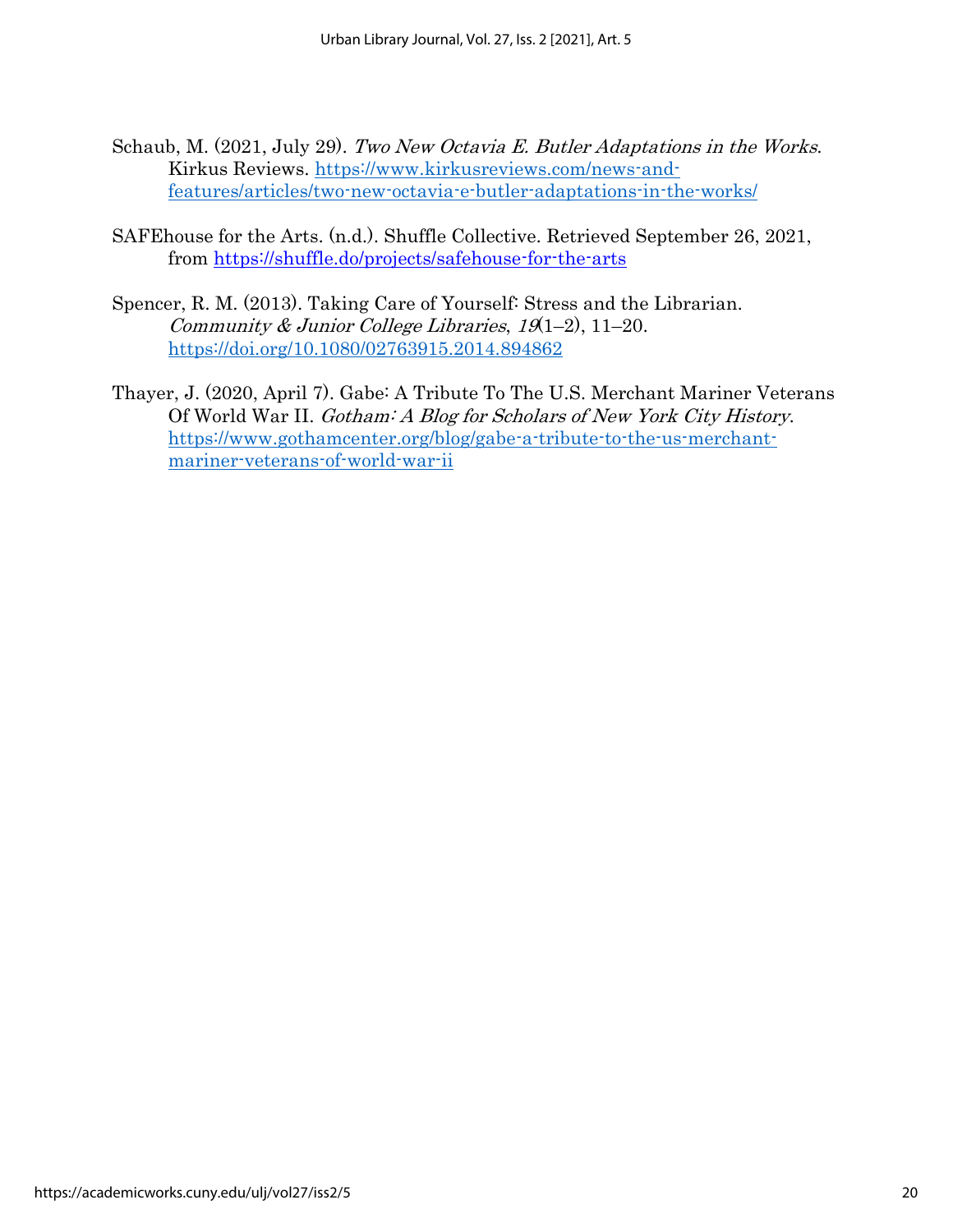Schaub, M. (2021, July 29). *Two New Octavia E. Butler Adaptations in the Works*. Kirkus Reviews. https://www.kirkusreviews.com/news-and-features/articles/two-new-octavia-e-butler-adaptations-in-the-works/

SAFEhouse for the Arts. (n.d.). Shuffle Collective. Retrieved September 26, 2021, from https://shuffle.do/projects/safehouse-for-the-arts

Spencer, R. M. (2013). Taking Care of Yourself: Stress and the Librarian. *Community & Junior College Libraries*, *19*(1–2), 11–20. https://doi.org/10.1080/02763915.2014.894862

Thayer, J. (2020, April 7). Gabe: A Tribute To The U.S. Merchant Mariner Veterans Of World War II. *Gotham: A Blog for Scholars of New York City History*. https://www.gothamcenter.org/blog/gabe-a-tribute-to-the-us-merchant-mariner-veterans-of-world-war-ii